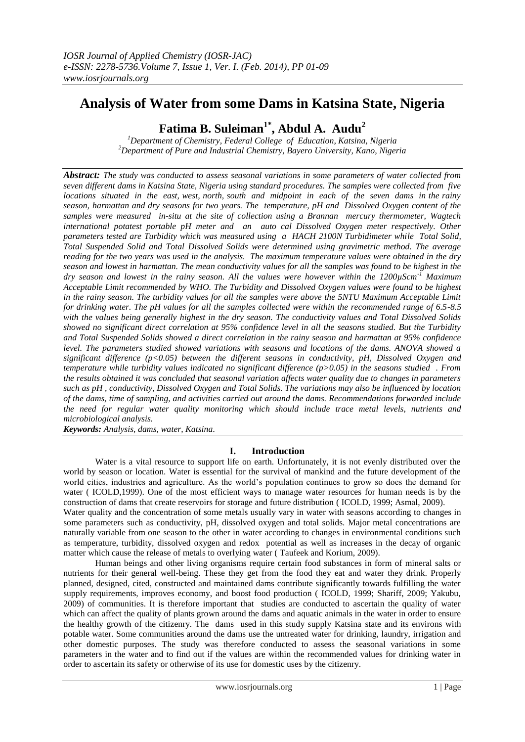# Analysis of Water from some Dams in Katsina State, Nigeria

**Fatima B. Suleiman[1*], Abdul A. Audu[2]**

[1]*Department of Chemistry, Federal College of Education, Katsina, Nigeria*
[2]*Department of Pure and Industrial Chemistry, Bayero University, Kano, Nigeria*

***Abstract:*** *The study was conducted to assess seasonal variations in some parameters of water collected from seven different dams in Katsina State, Nigeria using standard procedures. The samples were collected from five locations situated in the east, west, north, south and midpoint in each of the seven dams in the rainy season, harmattan and dry seasons for two years. The temperature, pH and Dissolved Oxygen content of the samples were measured in-situ at the site of collection using a Brannan mercury thermometer, Wagtech international potatest portable pH meter and an auto cal Dissolved Oxygen meter respectively. Other parameters tested are Turbidity which was measured using a HACH 2100N Turbidimeter while Total Solid, Total Suspended Solid and Total Dissolved Solids were determined using gravimetric method. The average reading for the two years was used in the analysis. The maximum temperature values were obtained in the dry season and lowest in harmattan. The mean conductivity values for all the samples was found to be highest in the dry season and lowest in the rainy season. All the values were however within the 1200µScm$^{-1}$ Maximum Acceptable Limit recommended by WHO. The Turbidity and Dissolved Oxygen values were found to be highest in the rainy season. The turbidity values for all the samples were above the 5NTU Maximum Acceptable Limit for drinking water. The pH values for all the samples collected were within the recommended range of 6.5-8.5 with the values being generally highest in the dry season. The conductivity values and Total Dissolved Solids showed no significant direct correlation at 95% confidence level in all the seasons studied. But the Turbidity and Total Suspended Solids showed a direct correlation in the rainy season and harmattan at 95% confidence level. The parameters studied showed variations with seasons and locations of the dams. ANOVA showed a significant difference ($p<0.05$) between the different seasons in conductivity, pH, Dissolved Oxygen and temperature while turbidity values indicated no significant difference ($p>0.05$) in the seasons studied . From the results obtained it was concluded that seasonal variation affects water quality due to changes in parameters such as pH , conductivity, Dissolved Oxygen and Total Solids. The variations may also be influenced by location of the dams, time of sampling, and activities carried out around the dams. Recommendations forwarded include the need for regular water quality monitoring which should include trace metal levels, nutrients and microbiological analysis.*

***Keywords:*** *Analysis, dams, water, Katsina.*

## I. Introduction

Water is a vital resource to support life on earth. Unfortunately, it is not evenly distributed over the world by season or location. Water is essential for the survival of mankind and the future development of the world cities, industries and agriculture. As the world's population continues to grow so does the demand for water ( ICOLD,1999). One of the most efficient ways to manage water resources for human needs is by the construction of dams that create reservoirs for storage and future distribution ( ICOLD, 1999; Asmal, 2009).

Water quality and the concentration of some metals usually vary in water with seasons according to changes in some parameters such as conductivity, pH, dissolved oxygen and total solids. Major metal concentrations are naturally variable from one season to the other in water according to changes in environmental conditions such as temperature, turbidity, dissolved oxygen and redox potential as well as increases in the decay of organic matter which cause the release of metals to overlying water ( Taufeek and Korium, 2009).

Human beings and other living organisms require certain food substances in form of mineral salts or nutrients for their general well-being. These they get from the food they eat and water they drink. Properly planned, designed, cited, constructed and maintained dams contribute significantly towards fulfilling the water supply requirements, improves economy, and boost food production ( ICOLD, 1999; Shariff, 2009; Yakubu, 2009) of communities. It is therefore important that studies are conducted to ascertain the quality of water which can affect the quality of plants grown around the dams and aquatic animals in the water in order to ensure the healthy growth of the citizenry. The dams used in this study supply Katsina state and its environs with potable water. Some communities around the dams use the untreated water for drinking, laundry, irrigation and other domestic purposes. The study was therefore conducted to assess the seasonal variations in some parameters in the water and to find out if the values are within the recommended values for drinking water in order to ascertain its safety or otherwise of its use for domestic uses by the citizenry.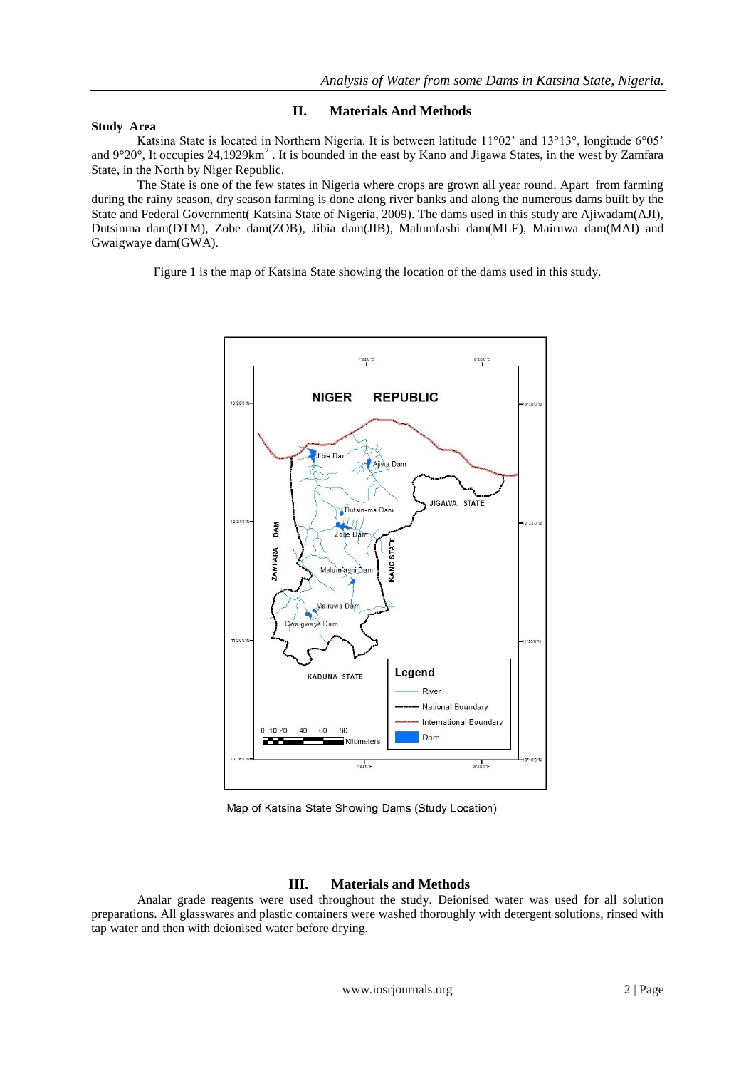## II. Materials And Methods

**Study Area**

Katsina State is located in Northern Nigeria. It is between latitude 11°02' and 13°13°, longitude 6°05' and 9°20°, It occupies 24,1929km$^2$ . It is bounded in the east by Kano and Jigawa States, in the west by Zamfara State, in the North by Niger Republic.

The State is one of the few states in Nigeria where crops are grown all year round. Apart from farming during the rainy season, dry season farming is done along river banks and along the numerous dams built by the State and Federal Government( Katsina State of Nigeria, 2009). The dams used in this study are Ajiwadam(AJI), Dutsinma dam(DTM), Zobe dam(ZOB), Jibia dam(JIB), Malumfashi dam(MLF), Mairuwa dam(MAI) and Gwaigwaye dam(GWA).

Figure 1 is the map of Katsina State showing the location of the dams used in this study.

Map of Katsina State Showing Dams (Study Location)

## III. Materials and Methods

Analar grade reagents were used throughout the study. Deionised water was used for all solution preparations. All glasswares and plastic containers were washed thoroughly with detergent solutions, rinsed with tap water and then with deionised water before drying.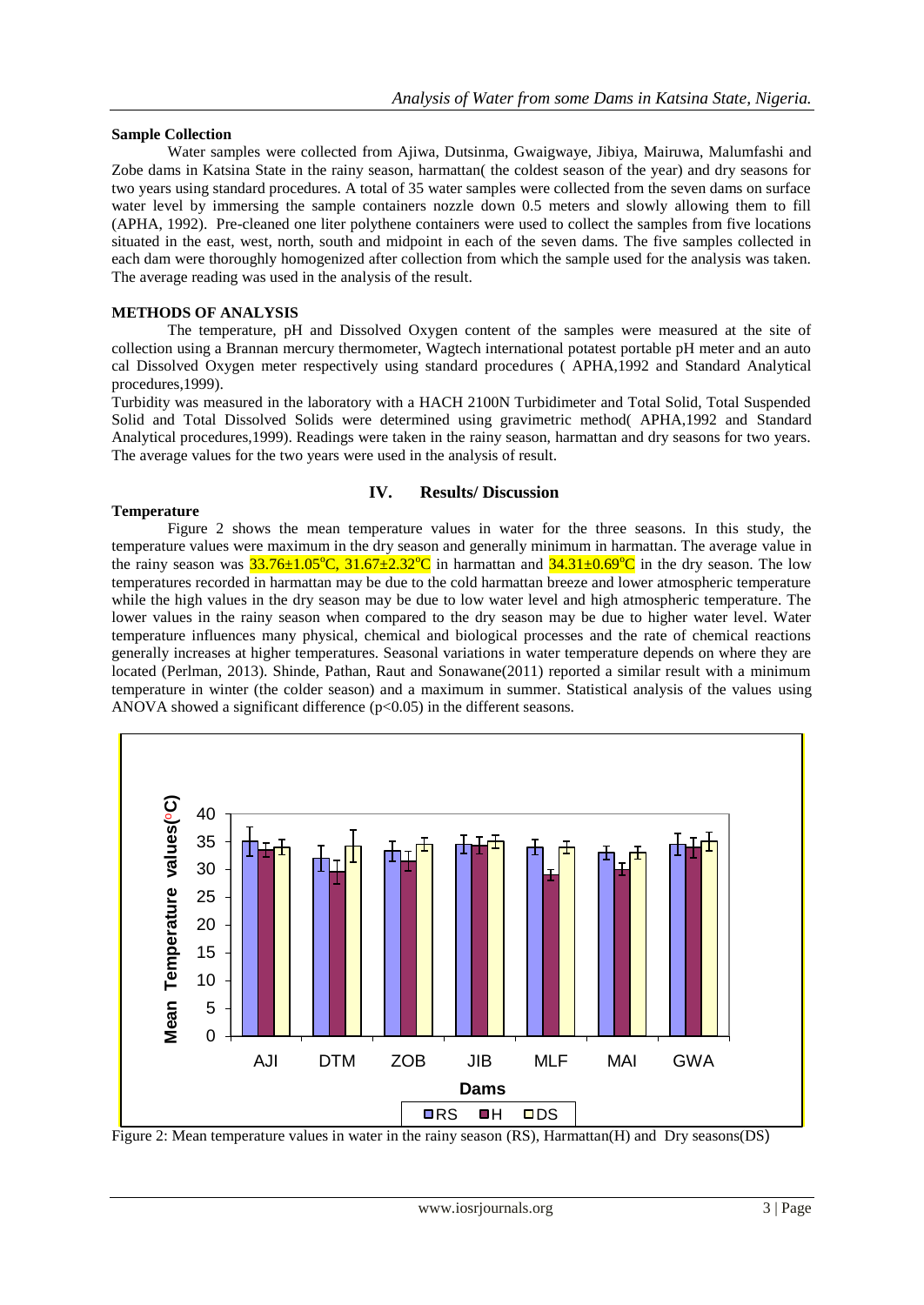**Sample Collection**

Water samples were collected from Ajiwa, Dutsinma, Gwaigwaye, Jibiya, Mairuwa, Malumfashi and Zobe dams in Katsina State in the rainy season, harmattan( the coldest season of the year) and dry seasons for two years using standard procedures. A total of 35 water samples were collected from the seven dams on surface water level by immersing the sample containers nozzle down 0.5 meters and slowly allowing them to fill (APHA, 1992). Pre-cleaned one liter polythene containers were used to collect the samples from five locations situated in the east, west, north, south and midpoint in each of the seven dams. The five samples collected in each dam were thoroughly homogenized after collection from which the sample used for the analysis was taken. The average reading was used in the analysis of the result.

**METHODS OF ANALYSIS**

The temperature, pH and Dissolved Oxygen content of the samples were measured at the site of collection using a Brannan mercury thermometer, Wagtech international potatest portable pH meter and an auto cal Dissolved Oxygen meter respectively using standard procedures ( APHA,1992 and Standard Analytical procedures,1999).

Turbidity was measured in the laboratory with a HACH 2100N Turbidimeter and Total Solid, Total Suspended Solid and Total Dissolved Solids were determined using gravimetric method( APHA,1992 and Standard Analytical procedures,1999). Readings were taken in the rainy season, harmattan and dry seasons for two years. The average values for the two years were used in the analysis of result.

## IV. Results/ Discussion

**Temperature**

Figure 2 shows the mean temperature values in water for the three seasons. In this study, the temperature values were maximum in the dry season and generally minimum in harmattan. The average value in the rainy season was $33.76\pm1.05^{o}C$, $31.67\pm2.32^{o}C$ in harmattan and $34.31\pm0.69^{o}C$ in the dry season. The low temperatures recorded in harmattan may be due to the cold harmattan breeze and lower atmospheric temperature while the high values in the dry season may be due to low water level and high atmospheric temperature. The lower values in the rainy season when compared to the dry season may be due to higher water level. Water temperature influences many physical, chemical and biological processes and the rate of chemical reactions generally increases at higher temperatures. Seasonal variations in water temperature depends on where they are located (Perlman, 2013). Shinde, Pathan, Raut and Sonawane(2011) reported a similar result with a minimum temperature in winter (the colder season) and a maximum in summer. Statistical analysis of the values using ANOVA showed a significant difference ($p<0.05$) in the different seasons.

Figure 2: Mean temperature values in water in the rainy season (RS), Harmattan(H) and Dry seasons(DS)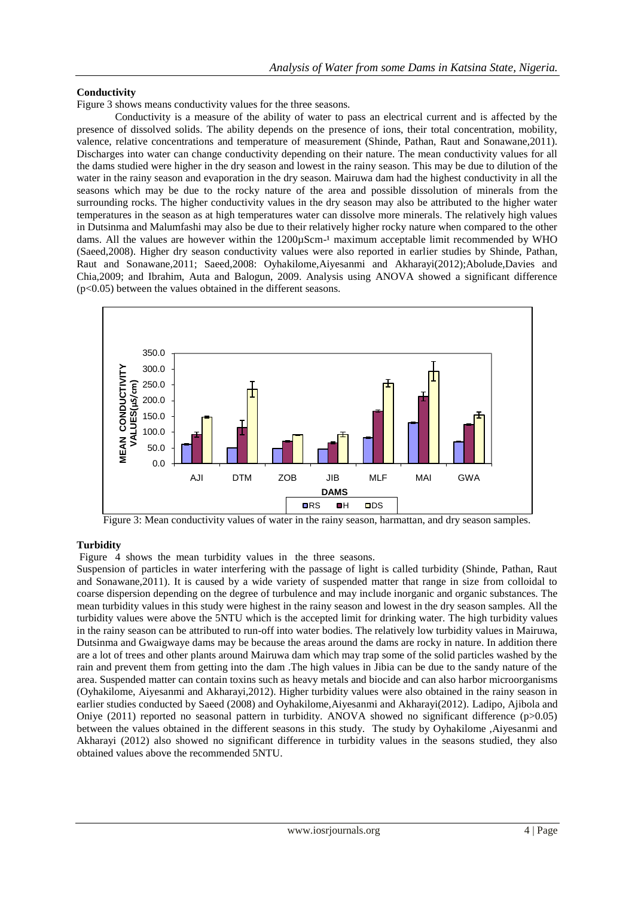## Conductivity

Figure 3 shows means conductivity values for the three seasons.

Conductivity is a measure of the ability of water to pass an electrical current and is affected by the presence of dissolved solids. The ability depends on the presence of ions, their total concentration, mobility, valence, relative concentrations and temperature of measurement (Shinde, Pathan, Raut and Sonawane,2011). Discharges into water can change conductivity depending on their nature. The mean conductivity values for all the dams studied were higher in the dry season and lowest in the rainy season. This may be due to dilution of the water in the rainy season and evaporation in the dry season. Mairuwa dam had the highest conductivity in all the seasons which may be due to the rocky nature of the area and possible dissolution of minerals from the surrounding rocks. The higher conductivity values in the dry season may also be attributed to the higher water temperatures in the season as at high temperatures water can dissolve more minerals. The relatively high values in Dutsinma and Malumfashi may also be due to their relatively higher rocky nature when compared to the other dams. All the values are however within the 1200μScm-¹ maximum acceptable limit recommended by WHO (Saeed,2008). Higher dry season conductivity values were also reported in earlier studies by Shinde, Pathan, Raut and Sonawane,2011; Saeed,2008: Oyhakilome,Aiyesanmi and Akharayi(2012);Abolude,Davies and Chia,2009; and Ibrahim, Auta and Balogun, 2009. Analysis using ANOVA showed a significant difference ($p<0.05$) between the values obtained in the different seasons.

Figure 3: Mean conductivity values of water in the rainy season, harmattan, and dry season samples.

## Turbidity

Figure 4 shows the mean turbidity values in the three seasons.

Suspension of particles in water interfering with the passage of light is called turbidity (Shinde, Pathan, Raut and Sonawane,2011). It is caused by a wide variety of suspended matter that range in size from colloidal to coarse dispersion depending on the degree of turbulence and may include inorganic and organic substances. The mean turbidity values in this study were highest in the rainy season and lowest in the dry season samples. All the turbidity values were above the 5NTU which is the accepted limit for drinking water. The high turbidity values in the rainy season can be attributed to run-off into water bodies. The relatively low turbidity values in Mairuwa, Dutsinma and Gwaigwaye dams may be because the areas around the dams are rocky in nature. In addition there are a lot of trees and other plants around Mairuwa dam which may trap some of the solid particles washed by the rain and prevent them from getting into the dam .The high values in Jibia can be due to the sandy nature of the area. Suspended matter can contain toxins such as heavy metals and biocide and can also harbor microorganisms (Oyhakilome, Aiyesanmi and Akharayi,2012). Higher turbidity values were also obtained in the rainy season in earlier studies conducted by Saeed (2008) and Oyhakilome,Aiyesanmi and Akharayi(2012). Ladipo, Ajibola and Oniye (2011) reported no seasonal pattern in turbidity. ANOVA showed no significant difference ($p>0.05$) between the values obtained in the different seasons in this study. The study by Oyhakilome ,Aiyesanmi and Akharayi (2012) also showed no significant difference in turbidity values in the seasons studied, they also obtained values above the recommended 5NTU.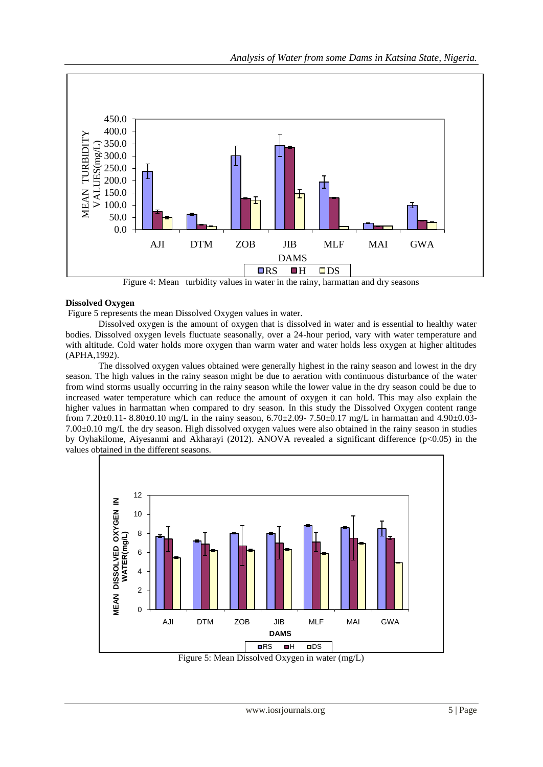Figure 4: Mean turbidity values in water in the rainy, harmattan and dry seasons

**Dissolved Oxygen**

Figure 5 represents the mean Dissolved Oxygen values in water.

Dissolved oxygen is the amount of oxygen that is dissolved in water and is essential to healthy water bodies. Dissolved oxygen levels fluctuate seasonally, over a 24-hour period, vary with water temperature and with altitude. Cold water holds more oxygen than warm water and water holds less oxygen at higher altitudes (APHA,1992).

The dissolved oxygen values obtained were generally highest in the rainy season and lowest in the dry season. The high values in the rainy season might be due to aeration with continuous disturbance of the water from wind storms usually occurring in the rainy season while the lower value in the dry season could be due to increased water temperature which can reduce the amount of oxygen it can hold. This may also explain the higher values in harmattan when compared to dry season. In this study the Dissolved Oxygen content range from 7.20±0.11- 8.80±0.10 mg/L in the rainy season, 6.70±2.09- 7.50±0.17 mg/L in harmattan and 4.90±0.03- 7.00±0.10 mg/L the dry season. High dissolved oxygen values were also obtained in the rainy season in studies by Oyhakilome, Aiyesanmi and Akharayi (2012). ANOVA revealed a significant difference ($p<0.05$) in the values obtained in the different seasons.

Figure 5: Mean Dissolved Oxygen in water (mg/L)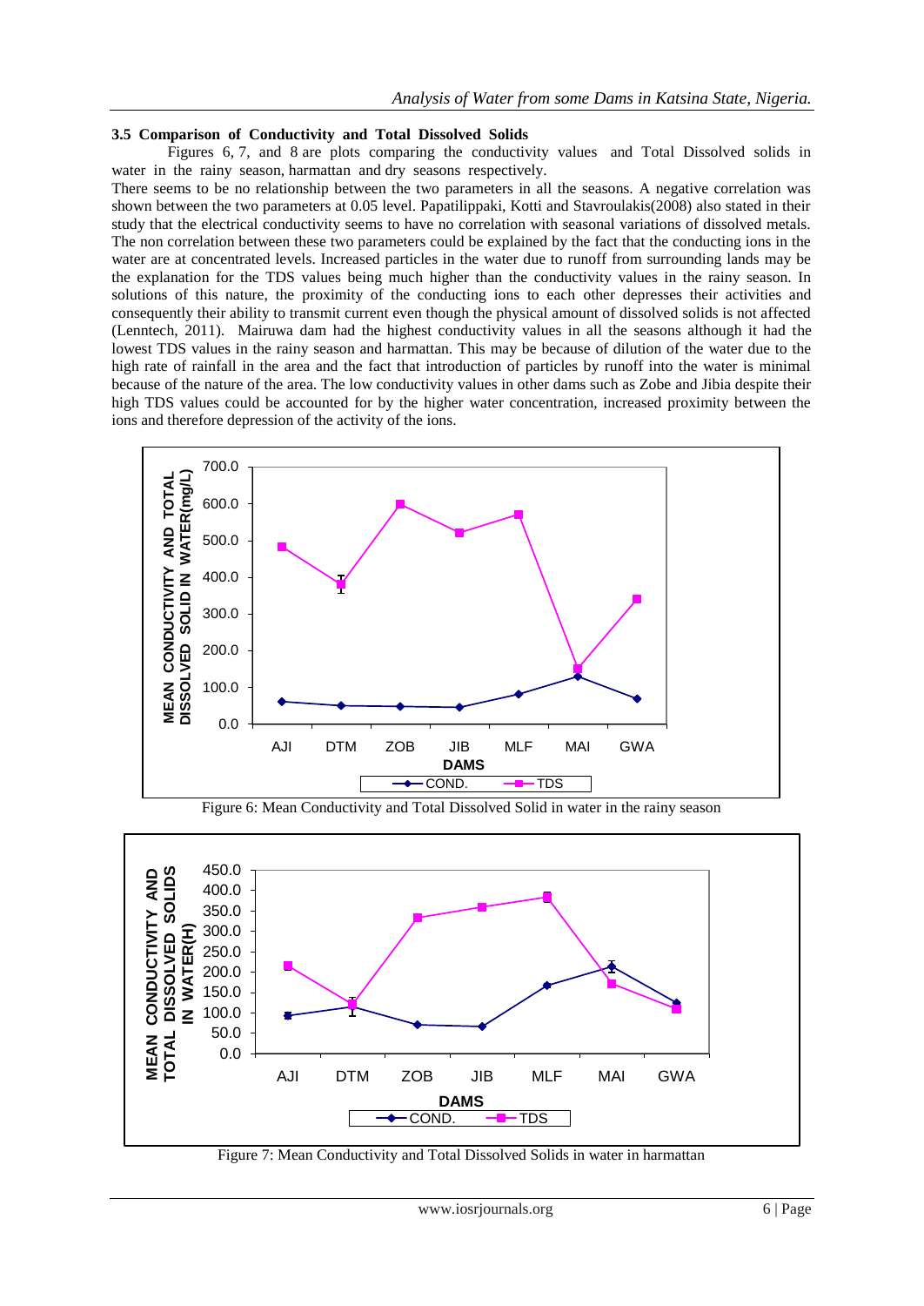### 3.5 Comparison of Conductivity and Total Dissolved Solids

Figures 6, 7, and 8 are plots comparing the conductivity values and Total Dissolved solids in water in the rainy season, harmattan and dry seasons respectively.

There seems to be no relationship between the two parameters in all the seasons. A negative correlation was shown between the two parameters at 0.05 level. Papatilippaki, Kotti and Stavroulakis(2008) also stated in their study that the electrical conductivity seems to have no correlation with seasonal variations of dissolved metals. The non correlation between these two parameters could be explained by the fact that the conducting ions in the water are at concentrated levels. Increased particles in the water due to runoff from surrounding lands may be the explanation for the TDS values being much higher than the conductivity values in the rainy season. In solutions of this nature, the proximity of the conducting ions to each other depresses their activities and consequently their ability to transmit current even though the physical amount of dissolved solids is not affected (Lenntech, 2011). Mairuwa dam had the highest conductivity values in all the seasons although it had the lowest TDS values in the rainy season and harmattan. This may be because of dilution of the water due to the high rate of rainfall in the area and the fact that introduction of particles by runoff into the water is minimal because of the nature of the area. The low conductivity values in other dams such as Zobe and Jibia despite their high TDS values could be accounted for by the higher water concentration, increased proximity between the ions and therefore depression of the activity of the ions.

Figure 6: Mean Conductivity and Total Dissolved Solid in water in the rainy season

Figure 7: Mean Conductivity and Total Dissolved Solids in water in harmattan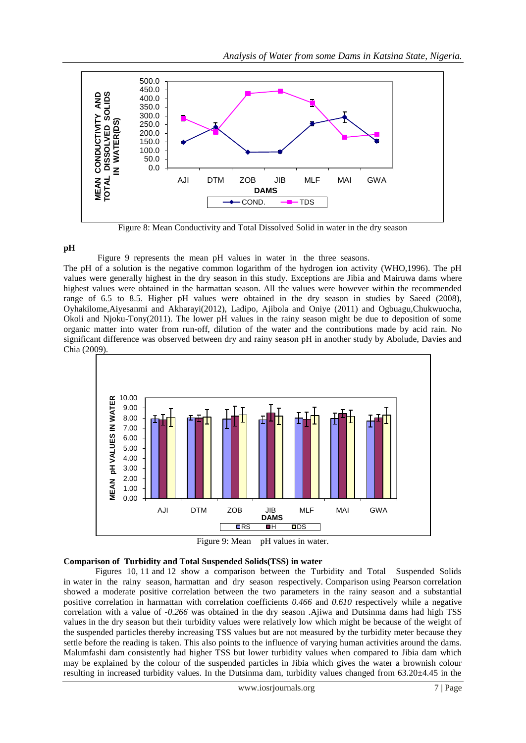Figure 8: Mean Conductivity and Total Dissolved Solid in water in the dry season

**pH**

Figure 9 represents the mean pH values in water in the three seasons.

The pH of a solution is the negative common logarithm of the hydrogen ion activity (WHO,1996). The pH values were generally highest in the dry season in this study. Exceptions are Jibia and Mairuwa dams where highest values were obtained in the harmattan season. All the values were however within the recommended range of 6.5 to 8.5. Higher pH values were obtained in the dry season in studies by Saeed (2008), Oyhakilome,Aiyesanmi and Akharayi(2012), Ladipo, Ajibola and Oniye (2011) and Ogbuagu,Chukwuocha, Okoli and Njoku-Tony(2011). The lower pH values in the rainy season might be due to deposition of some organic matter into water from run-off, dilution of the water and the contributions made by acid rain. No significant difference was observed between dry and rainy season pH in another study by Abolude, Davies and Chia (2009).

Figure 9: Mean pH values in water.

**Comparison of Turbidity and Total Suspended Solids(TSS) in water**

Figures 10, 11 and 12 show a comparison between the Turbidity and Total Suspended Solids in water in the rainy season, harmattan and dry season respectively. Comparison using Pearson correlation showed a moderate positive correlation between the two parameters in the rainy season and a substantial positive correlation in harmattan with correlation coefficients *0.466* and *0.610* respectively while a negative correlation with a value of *-0.266* was obtained in the dry season .Ajiwa and Dutsinma dams had high TSS values in the dry season but their turbidity values were relatively low which might be because of the weight of the suspended particles thereby increasing TSS values but are not measured by the turbidity meter because they settle before the reading is taken. This also points to the influence of varying human activities around the dams. Malumfashi dam consistently had higher TSS but lower turbidity values when compared to Jibia dam which may be explained by the colour of the suspended particles in Jibia which gives the water a brownish colour resulting in increased turbidity values. In the Dutsinma dam, turbidity values changed from 63.20±4.45 in the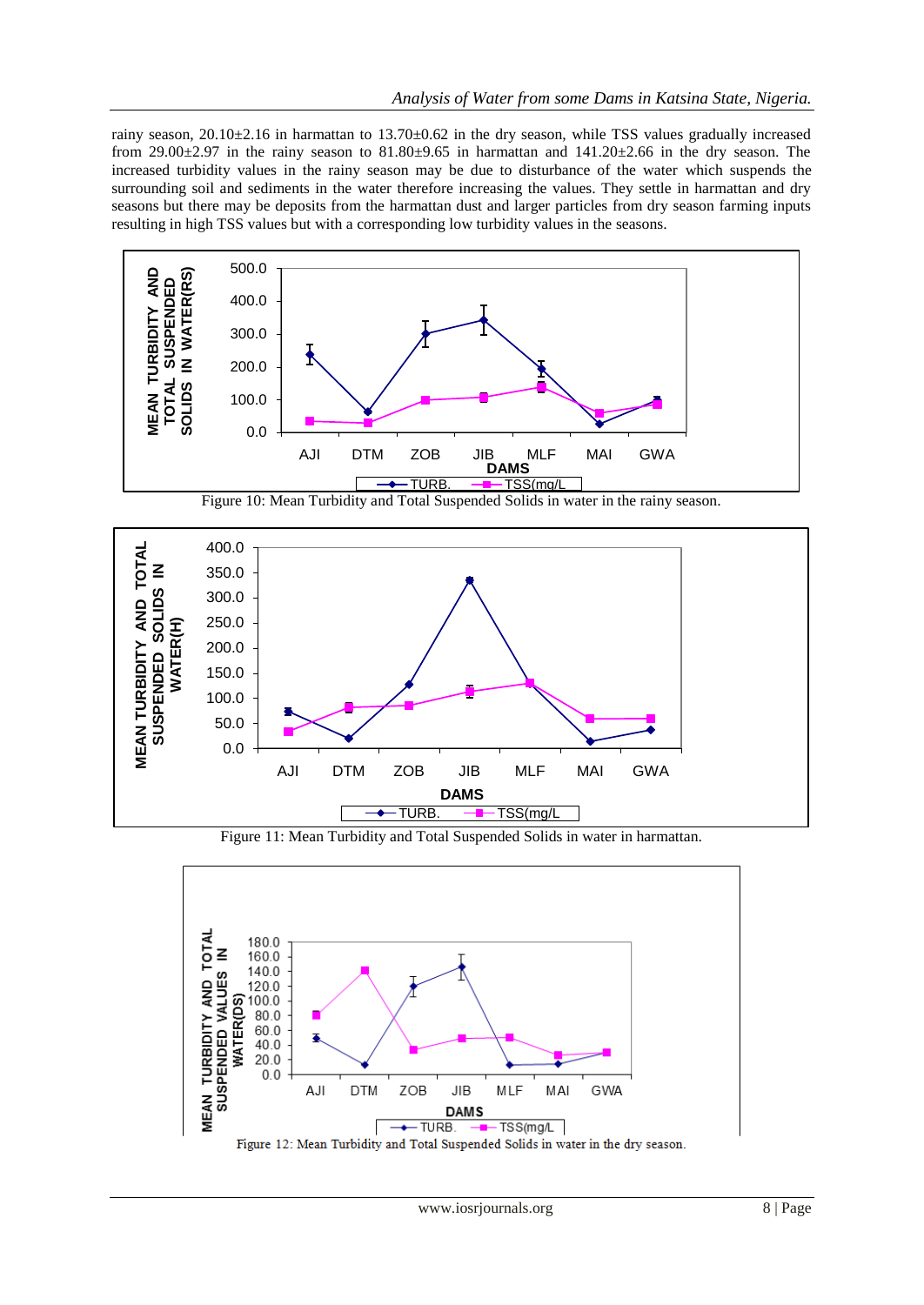rainy season, 20.10±2.16 in harmattan to 13.70±0.62 in the dry season, while TSS values gradually increased from 29.00±2.97 in the rainy season to 81.80±9.65 in harmattan and 141.20±2.66 in the dry season. The increased turbidity values in the rainy season may be due to disturbance of the water which suspends the surrounding soil and sediments in the water therefore increasing the values. They settle in harmattan and dry seasons but there may be deposits from the harmattan dust and larger particles from dry season farming inputs resulting in high TSS values but with a corresponding low turbidity values in the seasons.

Figure 10: Mean Turbidity and Total Suspended Solids in water in the rainy season.

Figure 11: Mean Turbidity and Total Suspended Solids in water in harmattan.

Figure 12: Mean Turbidity and Total Suspended Solids in water in the dry season.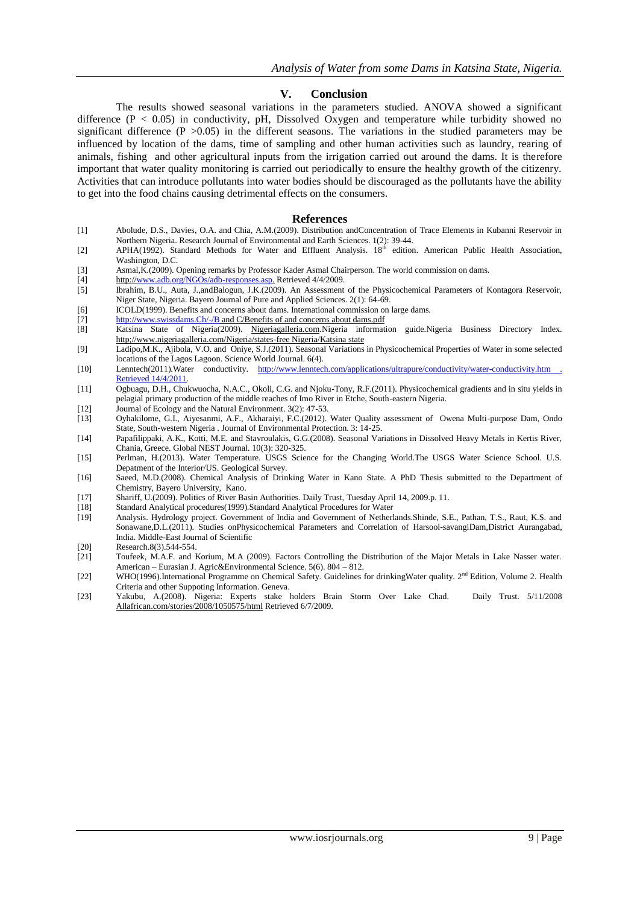## V. Conclusion

The results showed seasonal variations in the parameters studied. ANOVA showed a significant difference ($P < 0.05$) in conductivity, pH, Dissolved Oxygen and temperature while turbidity showed no significant difference ($P > 0.05$) in the different seasons. The variations in the studied parameters may be influenced by location of the dams, time of sampling and other human activities such as laundry, rearing of animals, fishing and other agricultural inputs from the irrigation carried out around the dams. It is therefore important that water quality monitoring is carried out periodically to ensure the healthy growth of the citizenry. Activities that can introduce pollutants into water bodies should be discouraged as the pollutants have the ability to get into the food chains causing detrimental effects on the consumers.

## References

[1] Abolude, D.S., Davies, O.A. and Chia, A.M.(2009). Distribution andConcentration of Trace Elements in Kubanni Reservoir in Northern Nigeria. Research Journal of Environmental and Earth Sciences. 1(2): 39-44.

[2] APHA(1992). Standard Methods for Water and Effluent Analysis. 18th edition. American Public Health Association, Washington, D.C.

[3] Asmal,K.(2009). Opening remarks by Professor Kader Asmal Chairperson. The world commission on dams.

[4] http://www.adb.org/NGOs/adb-responses.asp. Retrieved 4/4/2009.

[5] Ibrahim, B.U., Auta, J.,andBalogun, J.K.(2009). An Assessment of the Physicochemical Parameters of Kontagora Reservoir, Niger State, Nigeria. Bayero Journal of Pure and Applied Sciences. 2(1): 64-69.

[6] ICOLD(1999). Benefits and concerns about dams. International commission on large dams.

[7] http://www.swissdams.Ch/-/B and C/Benefits of and concerns about dams.pdf

[8] Katsina State of Nigeria(2009). Nigeriagalleria.com.Nigeria information guide.Nigeria Business Directory Index. http;//www.nigeriagalleria.com/Nigeria/states-free Nigeria/Katsina state

[9] Ladipo,M.K., Ajibola, V.O. and Oniye, S.J.(2011). Seasonal Variations in Physicochemical Properties of Water in some selected locations of the Lagos Lagoon. Science World Journal. 6(4).

[10] Lenntech(2011).Water conductivity. http://www.lenntech.com/applications/ultrapure/conductivity/water-conductivity.htm . Retrieved 14/4/2011.

[11] Ogbuagu, D.H., Chukwuocha, N.A.C., Okoli, C.G. and Njoku-Tony, R.F.(2011). Physicochemical gradients and in situ yields in pelagial primary production of the middle reaches of Imo River in Etche, South-eastern Nigeria.

[12] Journal of Ecology and the Natural Environment. 3(2): 47-53.

[13] Oyhakilome, G.I., Aiyesanmi, A.F., Akharaiyi, F.C.(2012). Water Quality assessment of Owena Multi-purpose Dam, Ondo State, South-western Nigeria . Journal of Environmental Protection. 3: 14-25.

[14] Papafilippaki, A.K., Kotti, M.E. and Stavroulakis, G.G.(2008). Seasonal Variations in Dissolved Heavy Metals in Kertis River, Chania, Greece. Global NEST Journal. 10(3): 320-325.

[15] Perlman, H.(2013). Water Temperature. USGS Science for the Changing World.The USGS Water Science School. U.S. Depatment of the Interior/US. Geological Survey.

[16] Saeed, M.D.(2008). Chemical Analysis of Drinking Water in Kano State. A PhD Thesis submitted to the Department of Chemistry, Bayero University, Kano.

[17] Shariff, U.(2009). Politics of River Basin Authorities. Daily Trust, Tuesday April 14, 2009.p. 11.

[18] Standard Analytical procedures(1999).Standard Analytical Procedures for Water

[19] Analysis. Hydrology project. Government of India and Government of Netherlands.Shinde, S.E., Pathan, T.S., Raut, K.S. and Sonawane,D.L.(2011). Studies onPhysicochemical Parameters and Correlation of Harsool-savangiDam,District Aurangabad, India. Middle-East Journal of Scientific

[20] Research.8(3).544-554.

[21] Toufeek, M.A.F. and Korium, M.A (2009). Factors Controlling the Distribution of the Major Metals in Lake Nasser water. American – Eurasian J. Agric&Environmental Science. 5(6). 804 – 812.

[22] WHO(1996).International Programme on Chemical Safety. Guidelines for drinkingWater quality. 2nd Edition, Volume 2. Health Criteria and other Suppoting Information. Geneva.

[23] Yakubu, A.(2008). Nigeria: Experts stake holders Brain Storm Over Lake Chad. Daily Trust. 5/11/2008 Allafrican.com/stories/2008/1050575/html Retrieved 6/7/2009.